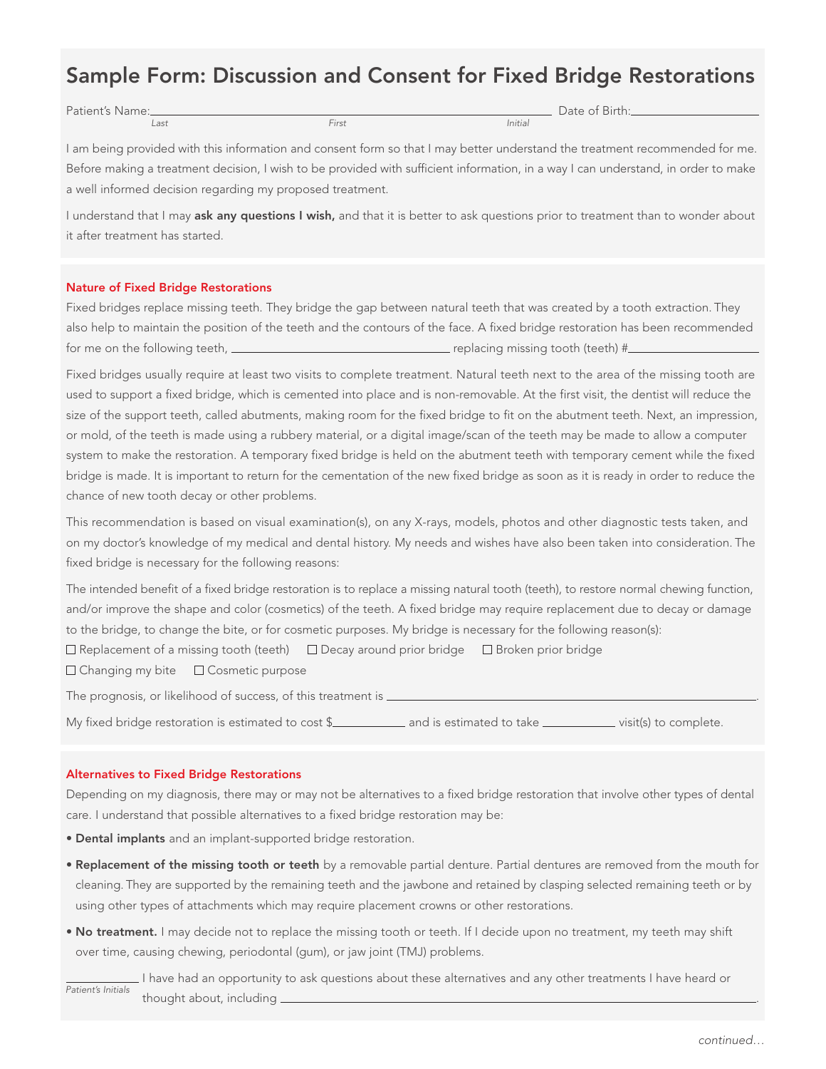# Sample Form: Discussion and Consent for Fixed Bridge Restorations

Patient's Name:\_\_\_\_\_\_\_\_\_\_\_\_\_\_\_\_\_\_\_\_\_\_\_\_\_\_\_\_\_\_\_\_\_\_\_\_\_\_\_\_ Date of Birth:\_\_\_\_\_\_\_\_\_\_\_\_\_\_\_\_
*Last* *First* *Initial*

I am being provided with this information and consent form so that I may better understand the treatment recommended for me. Before making a treatment decision, I wish to be provided with sufficient information, in a way I can understand, in order to make a well informed decision regarding my proposed treatment.

I understand that I may **ask any questions I wish,** and that it is better to ask questions prior to treatment than to wonder about it after treatment has started.

## Nature of Fixed Bridge Restorations

Fixed bridges replace missing teeth. They bridge the gap between natural teeth that was created by a tooth extraction. They also help to maintain the position of the teeth and the contours of the face. A fixed bridge restoration has been recommended for me on the following teeth, \_\_\_\_\_\_\_\_\_\_\_\_\_\_\_\_\_\_\_\_\_\_\_\_ replacing missing tooth (teeth) #\_\_\_\_\_\_\_\_\_\_\_\_\_\_\_\_

Fixed bridges usually require at least two visits to complete treatment. Natural teeth next to the area of the missing tooth are used to support a fixed bridge, which is cemented into place and is non-removable. At the first visit, the dentist will reduce the size of the support teeth, called abutments, making room for the fixed bridge to fit on the abutment teeth. Next, an impression, or mold, of the teeth is made using a rubbery material, or a digital image/scan of the teeth may be made to allow a computer system to make the restoration. A temporary fixed bridge is held on the abutment teeth with temporary cement while the fixed bridge is made. It is important to return for the cementation of the new fixed bridge as soon as it is ready in order to reduce the chance of new tooth decay or other problems.

This recommendation is based on visual examination(s), on any X-rays, models, photos and other diagnostic tests taken, and on my doctor's knowledge of my medical and dental history. My needs and wishes have also been taken into consideration. The fixed bridge is necessary for the following reasons:

The intended benefit of a fixed bridge restoration is to replace a missing natural tooth (teeth), to restore normal chewing function, and/or improve the shape and color (cosmetics) of the teeth. A fixed bridge may require replacement due to decay or damage to the bridge, to change the bite, or for cosmetic purposes. My bridge is necessary for the following reason(s):

☐ Replacement of a missing tooth (teeth) ☐ Decay around prior bridge ☐ Broken prior bridge
☐ Changing my bite ☐ Cosmetic purpose

The prognosis, or likelihood of success, of this treatment is \_\_\_\_\_\_\_\_\_\_\_\_\_\_\_\_\_\_\_\_\_\_\_\_\_\_\_\_\_\_\_\_\_\_\_\_\_\_\_\_.

My fixed bridge restoration is estimated to cost $\_\_\_\_\_\_\_\_ and is estimated to take \_\_\_\_\_\_\_\_ visit(s) to complete.

## Alternatives to Fixed Bridge Restorations

Depending on my diagnosis, there may or may not be alternatives to a fixed bridge restoration that involve other types of dental care. I understand that possible alternatives to a fixed bridge restoration may be:

- **Dental implants** and an implant-supported bridge restoration.
- **Replacement of the missing tooth or teeth** by a removable partial denture. Partial dentures are removed from the mouth for cleaning. They are supported by the remaining teeth and the jawbone and retained by clasping selected remaining teeth or by using other types of attachments which may require placement crowns or other restorations.
- **No treatment.** I may decide not to replace the missing tooth or teeth. If I decide upon no treatment, my teeth may shift over time, causing chewing, periodontal (gum), or jaw joint (TMJ) problems.

\_\_\_\_\_\_\_\_ I have had an opportunity to ask questions about these alternatives and any other treatments I have heard or thought about, including \_\_\_\_\_\_\_\_\_\_\_\_\_\_\_\_\_\_\_\_\_\_\_\_\_\_\_\_\_\_\_\_\_\_\_\_\_\_\_\_.
*Patient's Initials*

*continued…*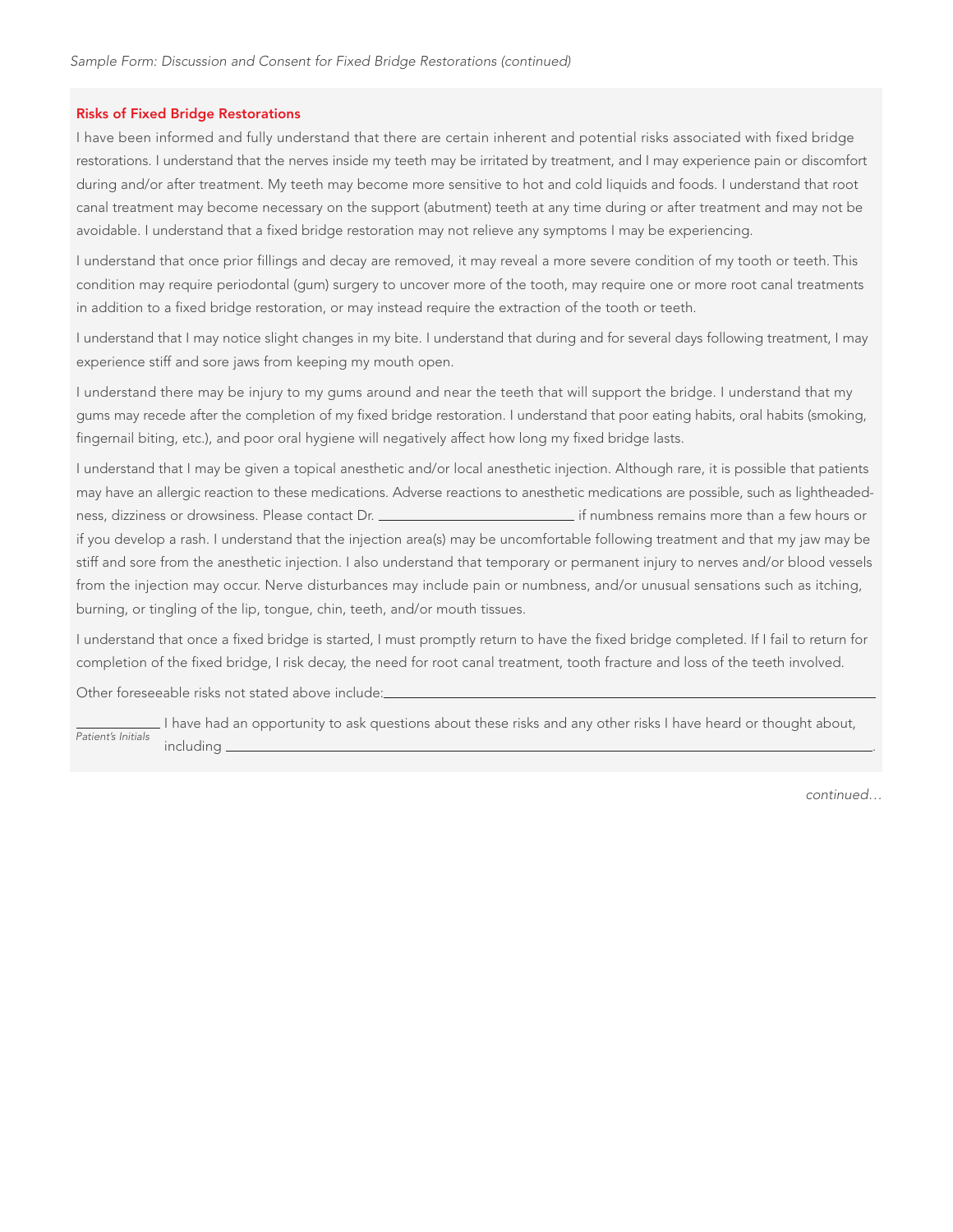*Sample Form: Discussion and Consent for Fixed Bridge Restorations (continued)*

**Risks of Fixed Bridge Restorations**

I have been informed and fully understand that there are certain inherent and potential risks associated with fixed bridge restorations. I understand that the nerves inside my teeth may be irritated by treatment, and I may experience pain or discomfort during and/or after treatment. My teeth may become more sensitive to hot and cold liquids and foods. I understand that root canal treatment may become necessary on the support (abutment) teeth at any time during or after treatment and may not be avoidable. I understand that a fixed bridge restoration may not relieve any symptoms I may be experiencing.

I understand that once prior fillings and decay are removed, it may reveal a more severe condition of my tooth or teeth. This condition may require periodontal (gum) surgery to uncover more of the tooth, may require one or more root canal treatments in addition to a fixed bridge restoration, or may instead require the extraction of the tooth or teeth.

I understand that I may notice slight changes in my bite. I understand that during and for several days following treatment, I may experience stiff and sore jaws from keeping my mouth open.

I understand there may be injury to my gums around and near the teeth that will support the bridge. I understand that my gums may recede after the completion of my fixed bridge restoration. I understand that poor eating habits, oral habits (smoking, fingernail biting, etc.), and poor oral hygiene will negatively affect how long my fixed bridge lasts.

I understand that I may be given a topical anesthetic and/or local anesthetic injection. Although rare, it is possible that patients may have an allergic reaction to these medications. Adverse reactions to anesthetic medications are possible, such as lightheadedness, dizziness or drowsiness. Please contact Dr. ____________________ if numbness remains more than a few hours or if you develop a rash. I understand that the injection area(s) may be uncomfortable following treatment and that my jaw may be stiff and sore from the anesthetic injection. I also understand that temporary or permanent injury to nerves and/or blood vessels from the injection may occur. Nerve disturbances may include pain or numbness, and/or unusual sensations such as itching, burning, or tingling of the lip, tongue, chin, teeth, and/or mouth tissues.

I understand that once a fixed bridge is started, I must promptly return to have the fixed bridge completed. If I fail to return for completion of the fixed bridge, I risk decay, the need for root canal treatment, tooth fracture and loss of the teeth involved.

Other foreseeable risks not stated above include: ____________________________________________

__________ I have had an opportunity to ask questions about these risks and any other risks I have heard or thought about, including ____________________________________________.
*Patient's Initials*

*continued…*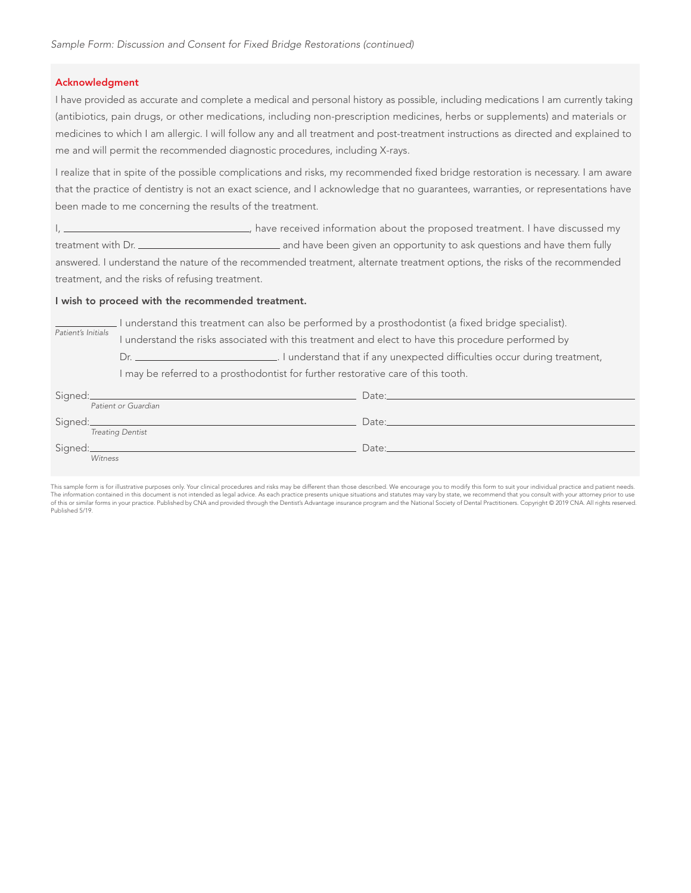## Acknowledgment

I have provided as accurate and complete a medical and personal history as possible, including medications I am currently taking (antibiotics, pain drugs, or other medications, including non-prescription medicines, herbs or supplements) and materials or medicines to which I am allergic. I will follow any and all treatment and post-treatment instructions as directed and explained to me and will permit the recommended diagnostic procedures, including X-rays.

I realize that in spite of the possible complications and risks, my recommended fixed bridge restoration is necessary. I am aware that the practice of dentistry is not an exact science, and I acknowledge that no guarantees, warranties, or representations have been made to me concerning the results of the treatment.

I, ______________________________, have received information about the proposed treatment. I have discussed my treatment with Dr. ______________________ and have been given an opportunity to ask questions and have them fully answered. I understand the nature of the recommended treatment, alternate treatment options, the risks of the recommended treatment, and the risks of refusing treatment.

**I wish to proceed with the recommended treatment.**

__________ I understand this treatment can also be performed by a prosthodontist (a fixed bridge specialist).
*Patient's Initials*
I understand the risks associated with this treatment and elect to have this procedure performed by Dr. ______________________. I understand that if any unexpected difficulties occur during treatment, I may be referred to a prosthodontist for further restorative care of this tooth.

Signed:________________________________________ Date:________________________________________
*Patient or Guardian*

Signed:________________________________________ Date:________________________________________
*Treating Dentist*

Signed:________________________________________ Date:________________________________________
*Witness*

This sample form is for illustrative purposes only. Your clinical procedures and risks may be different than those described. We encourage you to modify this form to suit your individual practice and patient needs. The information contained in this document is not intended as legal advice. As each practice presents unique situations and statutes may vary by state, we recommend that you consult with your attorney prior to use of this or similar forms in your practice. Published by CNA and provided through the Dentist's Advantage insurance program and the National Society of Dental Practitioners. Copyright © 2019 CNA. All rights reserved. Published 5/19.